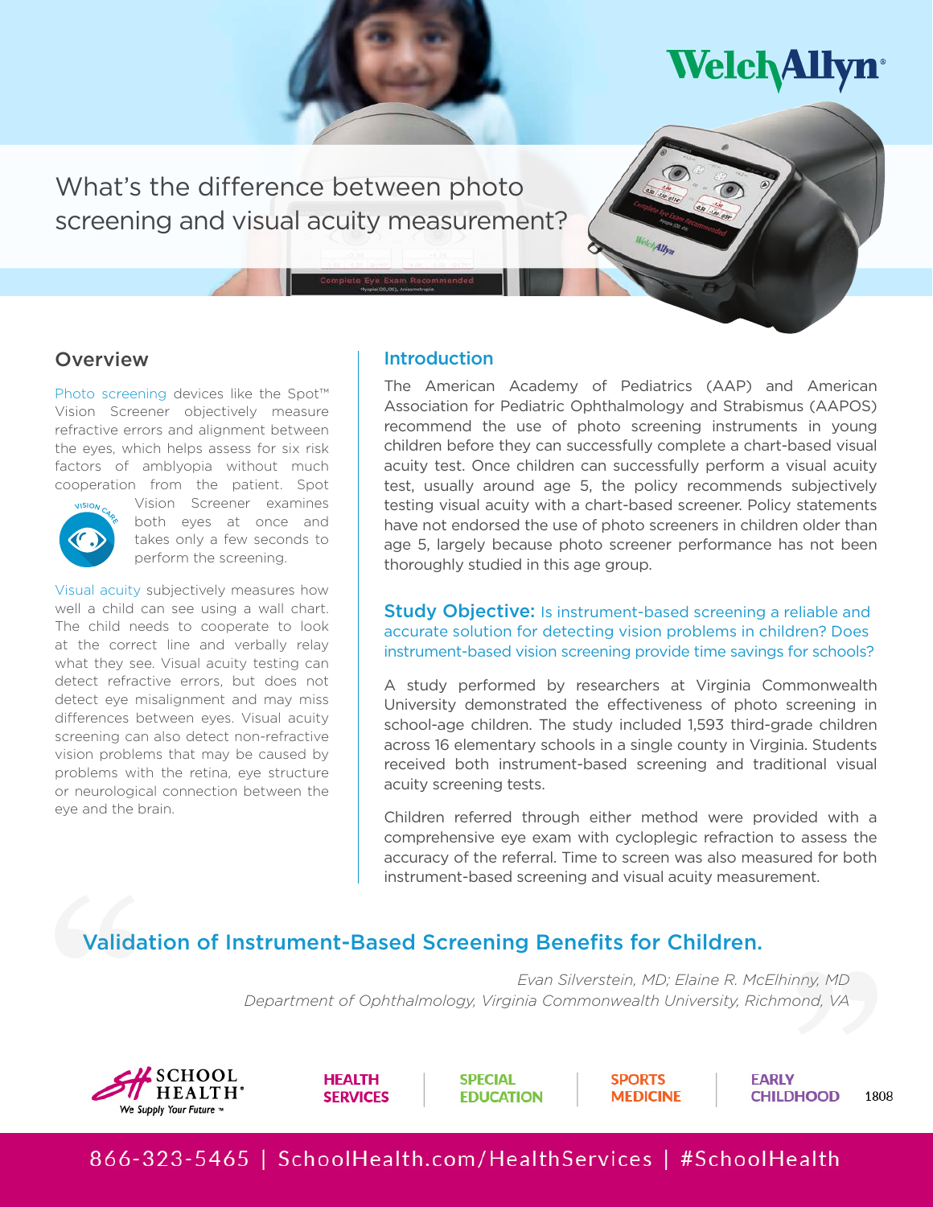# What's the difference between photo screening and visual acuity measurement?

## Overview

Photo screening devices like the Spot™ Vision Screener objectively measure refractive errors and alignment between the eyes, which helps assess for six risk factors of amblyopia without much cooperation from the patient. Spot Vision Screener examines both eyes at once and takes only a few seconds to perform the screening.

Visual acuity subjectively measures how well a child can see using a wall chart. The child needs to cooperate to look at the correct line and verbally relay what they see. Visual acuity testing can detect refractive errors, but does not detect eye misalignment and may miss differences between eyes. Visual acuity screening can also detect non-refractive vision problems that may be caused by problems with the retina, eye structure or neurological connection between the eye and the brain.

## Introduction

The American Academy of Pediatrics (AAP) and American Association for Pediatric Ophthalmology and Strabismus (AAPOS) recommend the use of photo screening instruments in young children before they can successfully complete a chart-based visual acuity test. Once children can successfully perform a visual acuity test, usually around age 5, the policy recommends subjectively testing visual acuity with a chart-based screener. Policy statements have not endorsed the use of photo screeners in children older than age 5, largely because photo screener performance has not been thoroughly studied in this age group.

**Study Objective:** Is instrument-based screening a reliable and accurate solution for detecting vision problems in children? Does instrument-based vision screening provide time savings for schools?

A study performed by researchers at Virginia Commonwealth University demonstrated the effectiveness of photo screening in school-age children. The study included 1,593 third-grade children across 16 elementary schools in a single county in Virginia. Students received both instrument-based screening and traditional visual acuity screening tests.

Children referred through either method were provided with a comprehensive eye exam with cycloplegic refraction to assess the accuracy of the referral. Time to screen was also measured for both instrument-based screening and visual acuity measurement.

> Validation of Instrument-Based Screening Benefits for Children.
>
> *Evan Silverstein, MD; Elaine R. McElhinny, MD*
> *Department of Ophthalmology, Virginia Commonwealth University, Richmond, VA*

HEALTH SERVICES | SPECIAL EDUCATION | SPORTS MEDICINE | EARLY CHILDHOOD

1808

866-323-5465 | SchoolHealth.com/HealthServices | #SchoolHealth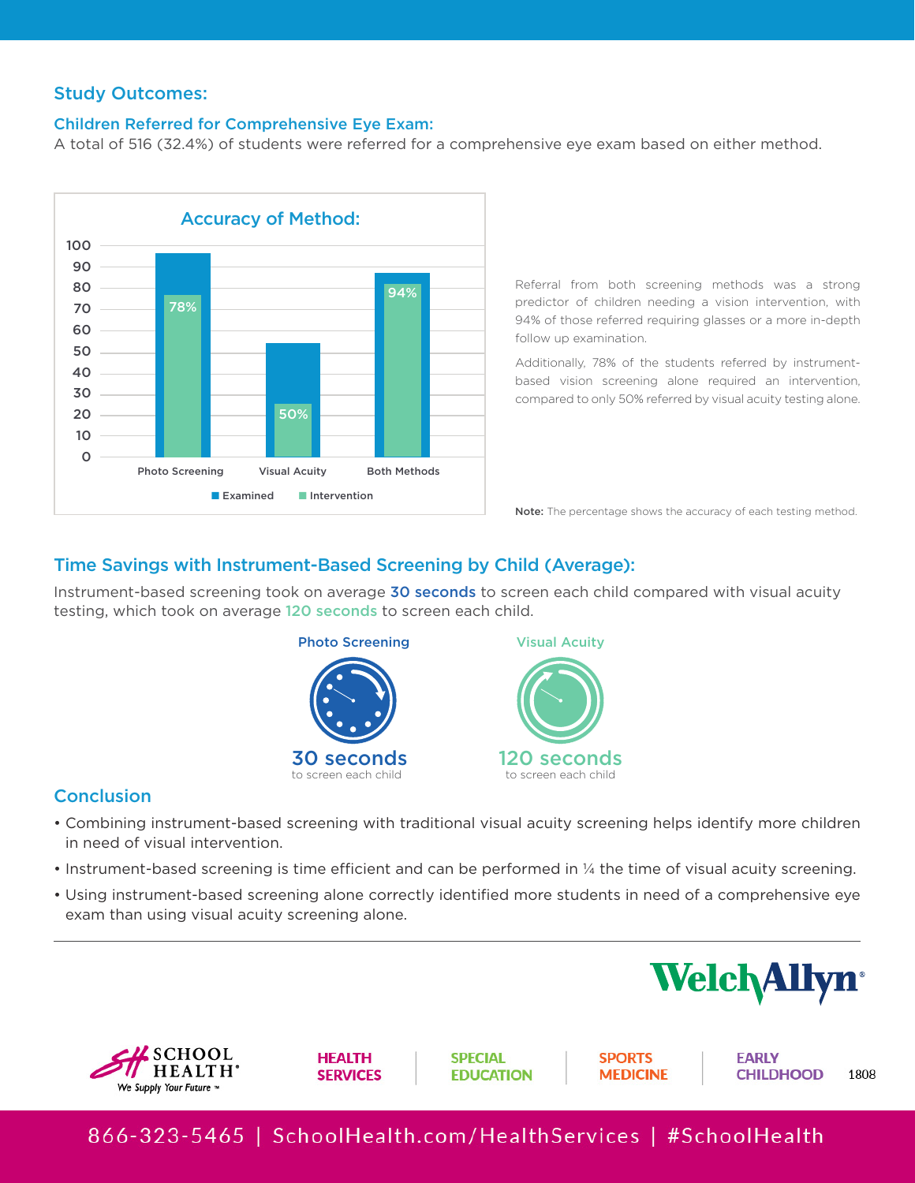## Study Outcomes:

### Children Referred for Comprehensive Eye Exam:

A total of 516 (32.4%) of students were referred for a comprehensive eye exam based on either method.

**Accuracy of Method:**

100
90
80
70
60
50
40
30
20
10
0

78%
50%
94%

Photo Screening
Visual Acuity
Both Methods

Examined
Intervention

Referral from both screening methods was a strong predictor of children needing a vision intervention, with 94% of those referred requiring glasses or a more in-depth follow up examination.

Additionally, 78% of the students referred by instrument-based vision screening alone required an intervention, compared to only 50% referred by visual acuity testing alone.

**Note:** The percentage shows the accuracy of each testing method.

## Time Savings with Instrument-Based Screening by Child (Average):

Instrument-based screening took on average **30 seconds** to screen each child compared with visual acuity testing, which took on average **120 seconds** to screen each child.

**Photo Screening**

**30 seconds**
to screen each child

**Visual Acuity**

**120 seconds**
to screen each child

## Conclusion

- Combining instrument-based screening with traditional visual acuity screening helps identify more children in need of visual intervention.
- Instrument-based screening is time efficient and can be performed in ¼ the time of visual acuity screening.
- Using instrument-based screening alone correctly identified more students in need of a comprehensive eye exam than using visual acuity screening alone.

Welch Allyn®

SCHOOL HEALTH® We Supply Your Future™

HEALTH SERVICES | SPECIAL EDUCATION | SPORTS MEDICINE | EARLY CHILDHOOD

1808

866-323-5465 | SchoolHealth.com/HealthServices | #SchoolHealth